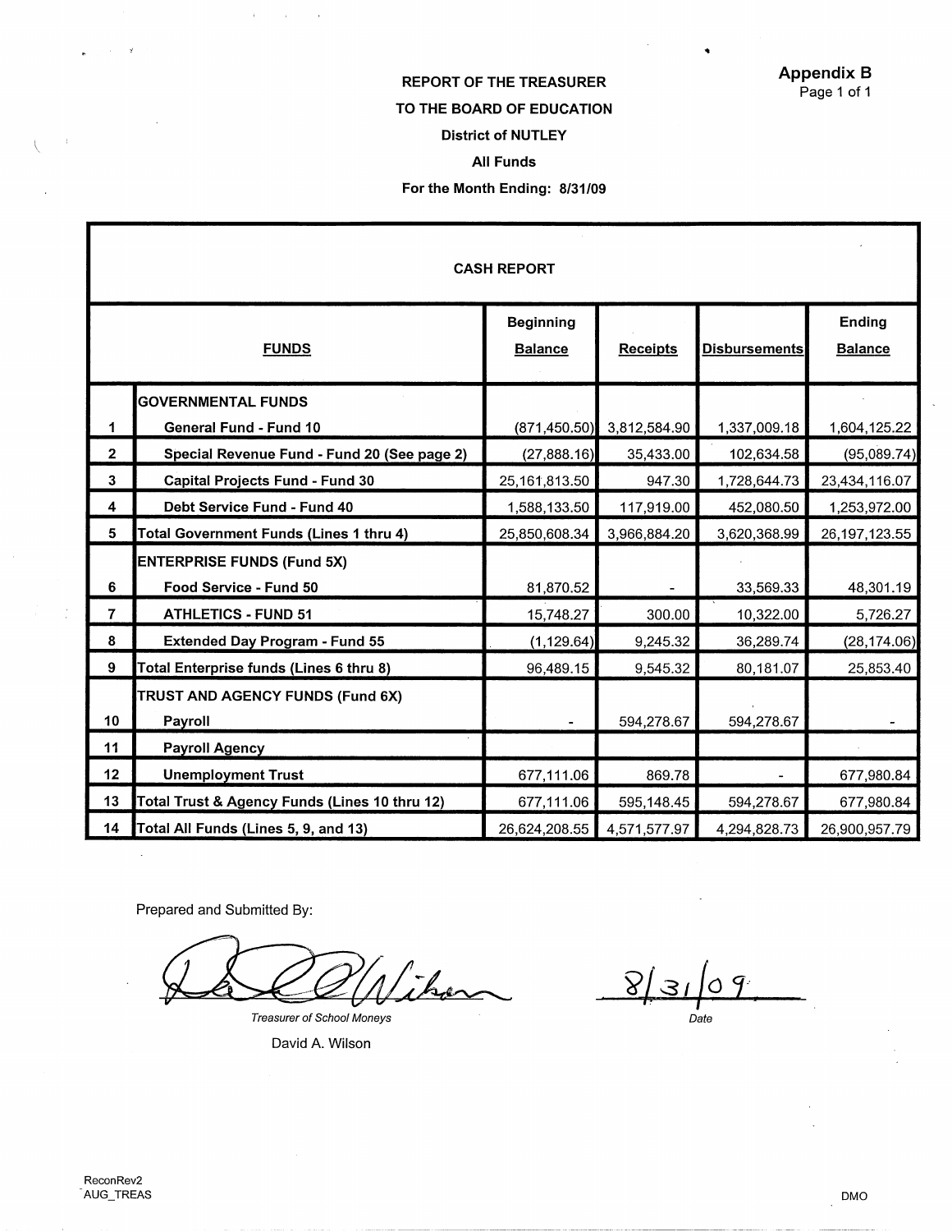**Appendix B**
Page 1 of 1

**REPORT OF THE TREASURER**

**TO THE BOARD OF EDUCATION**

**District of NUTLEY**

**All Funds**

**For the Month Ending: 8/31/09**

**CASH REPORT**

| | FUNDS | Beginning Balance | Receipts | Disbursements | Ending Balance |
|---|---|---|---|---|---|
| | **GOVERNMENTAL FUNDS** | | | | |
| 1 | General Fund - Fund 10 | (871,450.50) | 3,812,584.90 | 1,337,009.18 | 1,604,125.22 |
| 2 | Special Revenue Fund - Fund 20 (See page 2) | (27,888.16) | 35,433.00 | 102,634.58 | (95,089.74) |
| 3 | Capital Projects Fund - Fund 30 | 25,161,813.50 | 947.30 | 1,728,644.73 | 23,434,116.07 |
| 4 | Debt Service Fund - Fund 40 | 1,588,133.50 | 117,919.00 | 452,080.50 | 1,253,972.00 |
| 5 | **Total Government Funds (Lines 1 thru 4)** | 25,850,608.34 | 3,966,884.20 | 3,620,368.99 | 26,197,123.55 |
| | **ENTERPRISE FUNDS (Fund 5X)** | | | | |
| 6 | Food Service - Fund 50 | 81,870.52 | - | 33,569.33 | 48,301.19 |
| 7 | ATHLETICS - FUND 51 | 15,748.27 | 300.00 | 10,322.00 | 5,726.27 |
| 8 | Extended Day Program - Fund 55 | (1,129.64) | 9,245.32 | 36,289.74 | (28,174.06) |
| 9 | **Total Enterprise funds (Lines 6 thru 8)** | 96,489.15 | 9,545.32 | 80,181.07 | 25,853.40 |
| | **TRUST AND AGENCY FUNDS (Fund 6X)** | | | | |
| 10 | Payroll | - | 594,278.67 | 594,278.67 | - |
| 11 | Payroll Agency | | | | |
| 12 | Unemployment Trust | 677,111.06 | 869.78 | - | 677,980.84 |
| 13 | **Total Trust & Agency Funds (Lines 10 thru 12)** | 677,111.06 | 595,148.45 | 594,278.67 | 677,980.84 |
| 14 | **Total All Funds (Lines 5, 9, and 13)** | 26,624,208.55 | 4,571,577.97 | 4,294,828.73 | 26,900,957.79 |

Prepared and Submitted By:

*Treasurer of School Moneys*
David A. Wilson

8/31/09
*Date*

ReconRev2
AUG_TREAS

DMO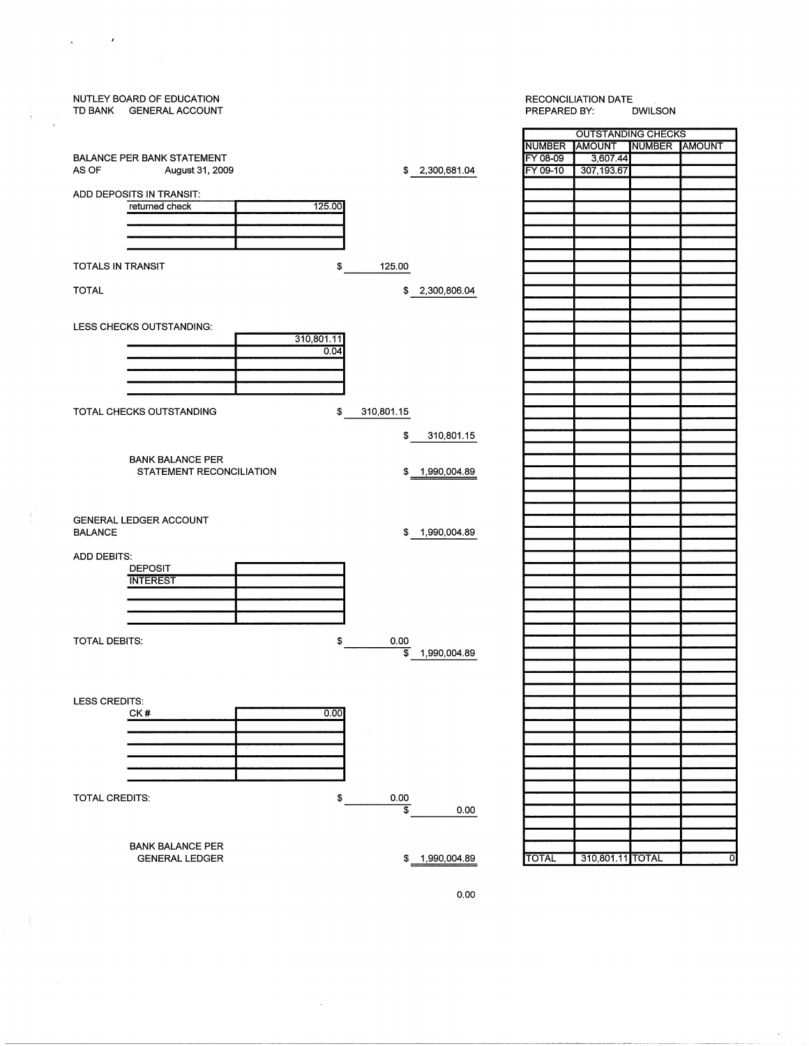NUTLEY BOARD OF EDUCATION
TD BANK GENERAL ACCOUNT

RECONCILIATION DATE
PREPARED BY: DWILSON

BALANCE PER BANK STATEMENT
AS OF August 31, 2009 — $ 2,300,681.04

ADD DEPOSITS IN TRANSIT:

| | |
|---|---|
| returned check | 125.00 |
| | |
| | |
| | |

TOTALS IN TRANSIT — $ 125.00

TOTAL — $ 2,300,806.04

LESS CHECKS OUTSTANDING:

| | |
|---|---|
| | 310,801.11 |
| | 0.04 |
| | |
| | |
| | |

TOTAL CHECKS OUTSTANDING — $ 310,801.15

$ 310,801.15

BANK BALANCE PER STATEMENT RECONCILIATION — $ 1,990,004.89

GENERAL LEDGER ACCOUNT BALANCE — $ 1,990,004.89

ADD DEBITS:

| | |
|---|---|
| DEPOSIT | |
| INTEREST | |
| | |
| | |
| | |

TOTAL DEBITS: $ 0.00

$ 1,990,004.89

LESS CREDITS:

| | |
|---|---|
| CK # | 0.00 |
| | |
| | |
| | |
| | |

TOTAL CREDITS: $ 0.00

$ 0.00

BANK BALANCE PER GENERAL LEDGER — $ 1,990,004.89

0.00

| OUTSTANDING CHECKS | | | |
|---|---|---|---|
| NUMBER | AMOUNT | NUMBER | AMOUNT |
| FY 08-09 | 3,607.44 | | |
| FY 09-10 | 307,193.67 | | |
| TOTAL | 310,801.11 | TOTAL | 0 |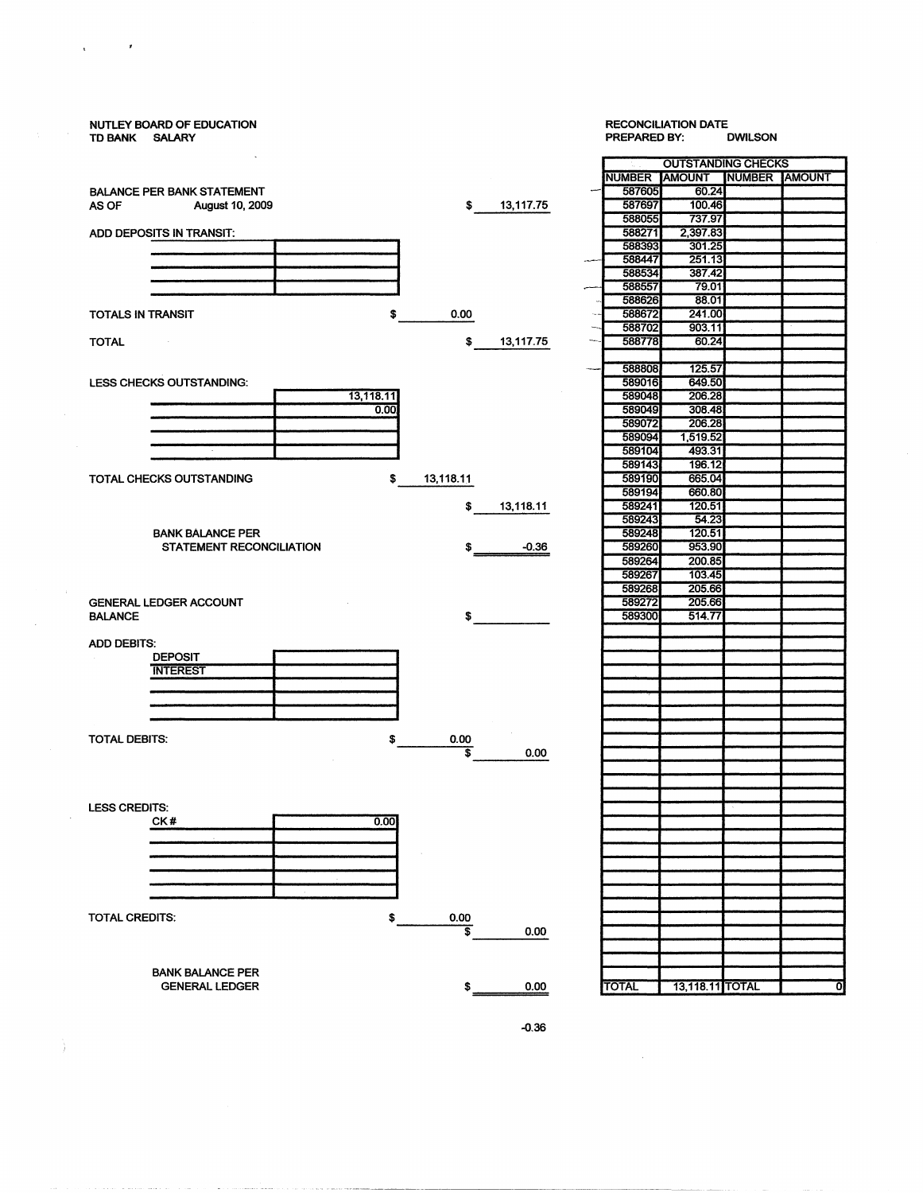NUTLEY BOARD OF EDUCATION
TD BANK SALARY

RECONCILIATION DATE
PREPARED BY: DWILSON

| | | |
|---|---|---|
| BALANCE PER BANK STATEMENT AS OF August 10, 2009 | | $ 13,117.75 |
| ADD DEPOSITS IN TRANSIT: | | |
| TOTALS IN TRANSIT | $ 0.00 | |
| TOTAL | | $ 13,117.75 |
| LESS CHECKS OUTSTANDING: 13,118.11 / 0.00 | | |
| TOTAL CHECKS OUTSTANDING | $ 13,118.11 | |
| | | $ 13,118.11 |
| BANK BALANCE PER STATEMENT RECONCILIATION | | $ -0.36 |
| GENERAL LEDGER ACCOUNT BALANCE | | $ |
| ADD DEBITS: DEPOSIT / INTEREST | | |
| TOTAL DEBITS: | $ 0.00 | $ 0.00 |
| LESS CREDITS: CK# 0.00 | | |
| TOTAL CREDITS: | $ 0.00 | $ 0.00 |
| BANK BALANCE PER GENERAL LEDGER | | $ 0.00 |

| OUTSTANDING CHECKS | | | |
|---|---|---|---|
| NUMBER | AMOUNT | NUMBER | AMOUNT |
| 587605 | 60.24 | | |
| 587697 | 100.46 | | |
| 588055 | 737.97 | | |
| 588271 | 2,397.83 | | |
| 588393 | 301.25 | | |
| 588447 | 251.13 | | |
| 588534 | 387.42 | | |
| 588557 | 79.01 | | |
| 588626 | 88.01 | | |
| 588672 | 241.00 | | |
| 588702 | 903.11 | | |
| 588778 | 60.24 | | |
| | | | |
| 588808 | 125.57 | | |
| 589016 | 649.50 | | |
| 589048 | 206.28 | | |
| 589049 | 308.48 | | |
| 589072 | 206.28 | | |
| 589094 | 1,519.52 | | |
| 589104 | 493.31 | | |
| 589143 | 196.12 | | |
| 589190 | 665.04 | | |
| 589194 | 660.80 | | |
| 589241 | 120.51 | | |
| 589243 | 54.23 | | |
| 589248 | 120.51 | | |
| 589260 | 953.90 | | |
| 589264 | 200.85 | | |
| 589267 | 103.45 | | |
| 589268 | 205.66 | | |
| 589272 | 205.66 | | |
| 589300 | 514.77 | | |
| TOTAL | 13,118.11 | TOTAL | 0 |

-0.36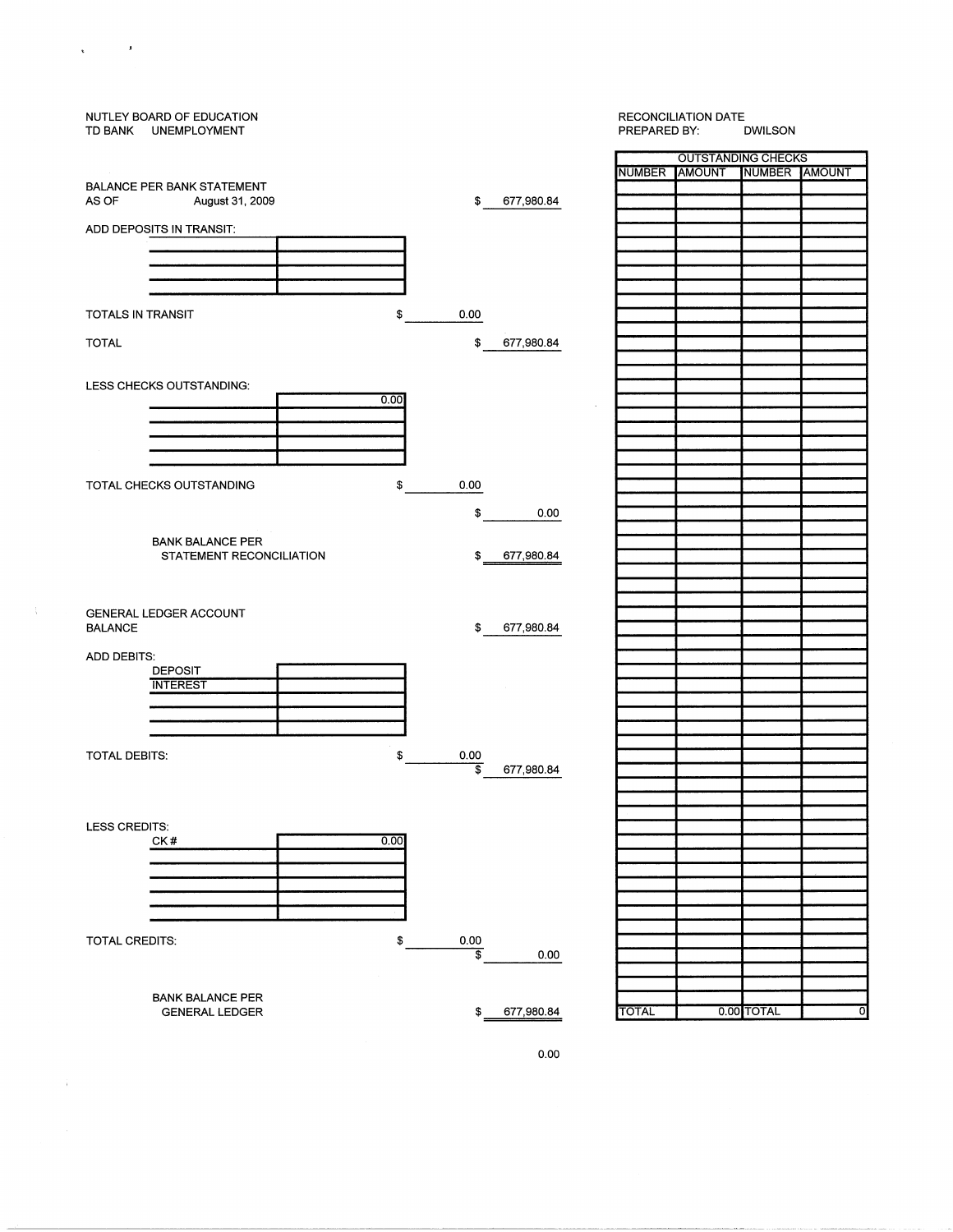NUTLEY BOARD OF EDUCATION
TD BANK UNEMPLOYMENT

RECONCILIATION DATE
PREPARED BY: DWILSON

BALANCE PER BANK STATEMENT
AS OF August 31, 2009 — $ 677,980.84

ADD DEPOSITS IN TRANSIT:

| | |
|---|---|
| | |
| | |
| | |
| | |

TOTALS IN TRANSIT — $ 0.00

TOTAL — $ 677,980.84

LESS CHECKS OUTSTANDING:

| | |
|---|---|
| | 0.00 |
| | |
| | |
| | |
| | |

TOTAL CHECKS OUTSTANDING — $ 0.00

$ 0.00

BANK BALANCE PER STATEMENT RECONCILIATION — $ 677,980.84

GENERAL LEDGER ACCOUNT BALANCE — $ 677,980.84

ADD DEBITS:

| | |
|---|---|
| DEPOSIT | |
| INTEREST | |
| | |
| | |
| | |

TOTAL DEBITS: — $ 0.00

$ 677,980.84

LESS CREDITS:

| | |
|---|---|
| CK # | 0.00 |
| | |
| | |
| | |
| | |
| | |

TOTAL CREDITS: — $ 0.00

$ 0.00

BANK BALANCE PER GENERAL LEDGER — $ 677,980.84

0.00

| OUTSTANDING CHECKS | | | |
|---|---|---|---|
| NUMBER | AMOUNT | NUMBER | AMOUNT |
| TOTAL | 0.00 | TOTAL | 0 |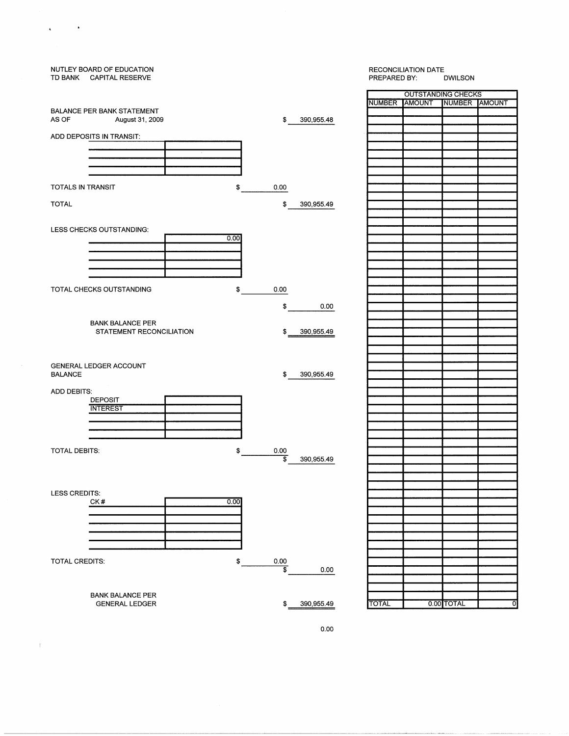NUTLEY BOARD OF EDUCATION
TD BANK    CAPITAL RESERVE

RECONCILIATION DATE
PREPARED BY:    DWILSON

BALANCE PER BANK STATEMENT
AS OF    August 31, 2009    $ 390,955.48

ADD DEPOSITS IN TRANSIT:

| | |
|---|---|
| | |
| | |
| | |
| | |

TOTALS IN TRANSIT    $ 0.00

TOTAL    $ 390,955.49

LESS CHECKS OUTSTANDING:

| | |
|---|---|
| | 0.00 |
| | |
| | |
| | |
| | |

TOTAL CHECKS OUTSTANDING    $ 0.00

$ 0.00

BANK BALANCE PER
STATEMENT RECONCILIATION    $ 390,955.49

GENERAL LEDGER ACCOUNT
BALANCE    $ 390,955.49

ADD DEBITS:

| | |
|---|---|
| DEPOSIT | |
| INTEREST | |
| | |
| | |
| | |

TOTAL DEBITS:    $ 0.00

$ 390,955.49

LESS CREDITS:

| | |
|---|---|
| CK # | 0.00 |
| | |
| | |
| | |
| | |
| | |

TOTAL CREDITS:    $ 0.00

$ 0.00

BANK BALANCE PER
GENERAL LEDGER    $ 390,955.49

0.00

| OUTSTANDING CHECKS | | | |
|---|---|---|---|
| NUMBER | AMOUNT | NUMBER | AMOUNT |
| TOTAL | 0.00 | TOTAL | 0 |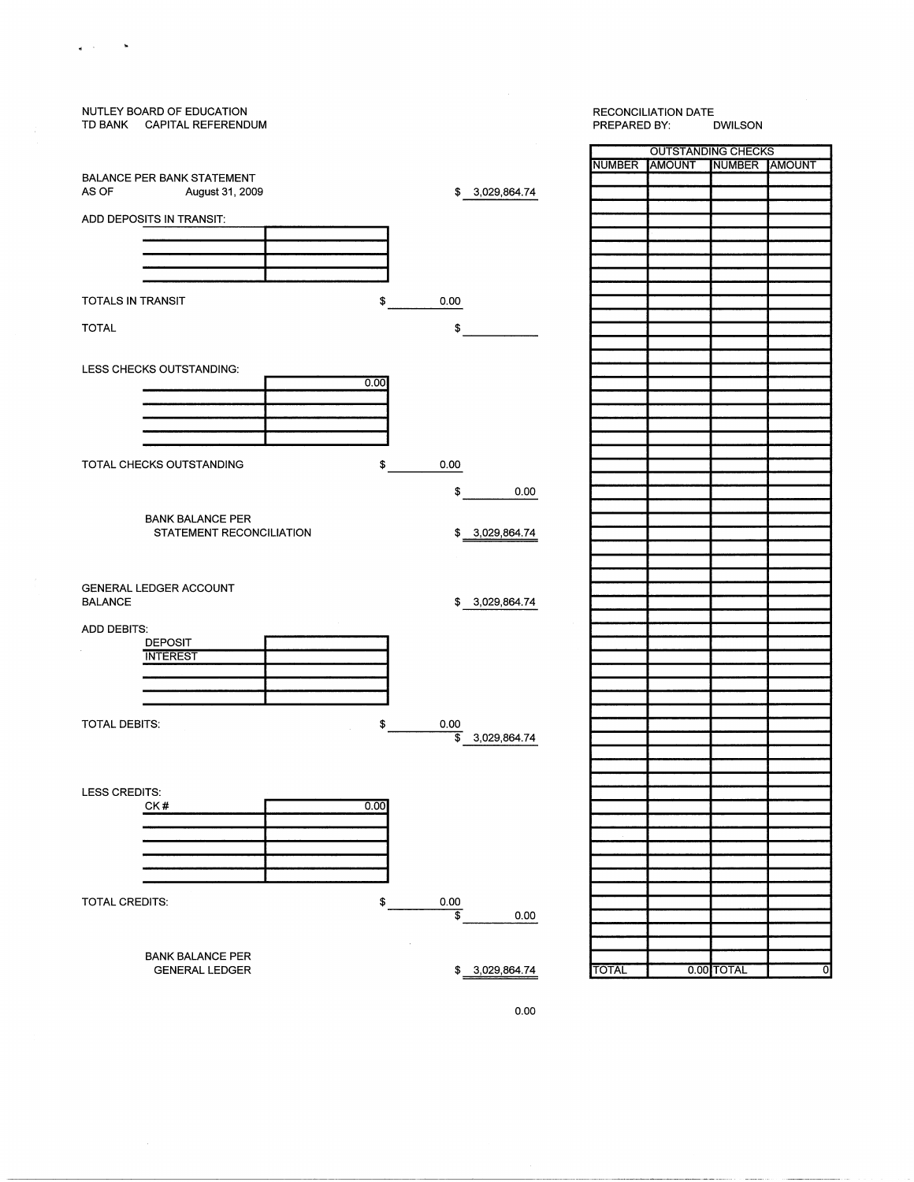NUTLEY BOARD OF EDUCATION
TD BANK CAPITAL REFERENDUM

RECONCILIATION DATE
PREPARED BY: DWILSON

BALANCE PER BANK STATEMENT
AS OF August 31, 2009 — $ 3,029,864.74

ADD DEPOSITS IN TRANSIT:

| | |
|---|---|
| | |
| | |
| | |
| | |

TOTALS IN TRANSIT $ 0.00

TOTAL $

LESS CHECKS OUTSTANDING:

| | |
|---|---|
| | 0.00 |
| | |
| | |
| | |
| | |

TOTAL CHECKS OUTSTANDING $ 0.00

$ 0.00

BANK BALANCE PER STATEMENT RECONCILIATION $ 3,029,864.74

GENERAL LEDGER ACCOUNT BALANCE $ 3,029,864.74

ADD DEBITS:

| | |
|---|---|
| DEPOSIT | |
| INTEREST | |
| | |
| | |
| | |

TOTAL DEBITS: $ 0.00

$ 3,029,864.74

LESS CREDITS:

| | |
|---|---|
| CK # | 0.00 |
| | |
| | |
| | |
| | |
| | |

TOTAL CREDITS: $ 0.00

$ 0.00

BANK BALANCE PER GENERAL LEDGER $ 3,029,864.74

0.00

| OUTSTANDING CHECKS | | | |
|---|---|---|---|
| NUMBER | AMOUNT | NUMBER | AMOUNT |
| TOTAL | 0.00 | TOTAL | 0 |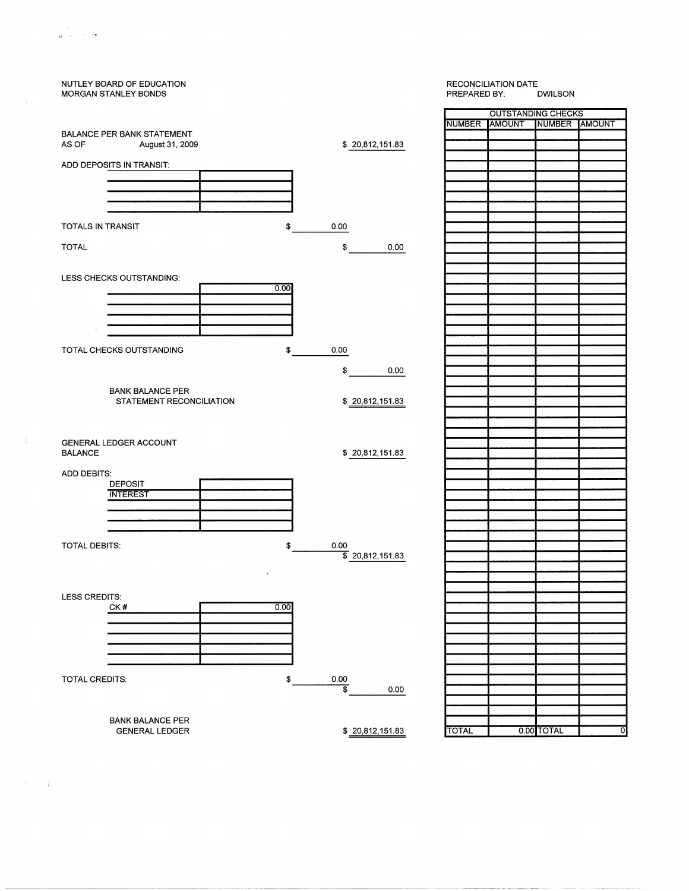NUTLEY BOARD OF EDUCATION
MORGAN STANLEY BONDS

RECONCILIATION DATE
PREPARED BY: DWILSON

BALANCE PER BANK STATEMENT
AS OF August 31, 2009 $ 20,812,151.83

ADD DEPOSITS IN TRANSIT:

| | |
|---|---|
| | |
| | |
| | |

TOTALS IN TRANSIT $ 0.00

TOTAL $ 0.00

LESS CHECKS OUTSTANDING:

| | |
|---|---|
| | 0.00 |
| | |
| | |
| | |
| | |

TOTAL CHECKS OUTSTANDING $ 0.00

$ 0.00

BANK BALANCE PER
STATEMENT RECONCILIATION $ 20,812,151.83

GENERAL LEDGER ACCOUNT
BALANCE $ 20,812,151.83

ADD DEBITS:

| | |
|---|---|
| DEPOSIT | |
| INTEREST | |
| | |
| | |
| | |

TOTAL DEBITS: $ 0.00

$ 20,812,151.83

LESS CREDITS:

| | |
|---|---|
| CK # | 0.00 |
| | |
| | |
| | |
| | |
| | |

TOTAL CREDITS: $ 0.00

$ 0.00

BANK BALANCE PER
GENERAL LEDGER $ 20,812,151.83

| OUTSTANDING CHECKS | | | |
|---|---|---|---|
| NUMBER | AMOUNT | NUMBER | AMOUNT |
| TOTAL | 0.00 | TOTAL | 0 |